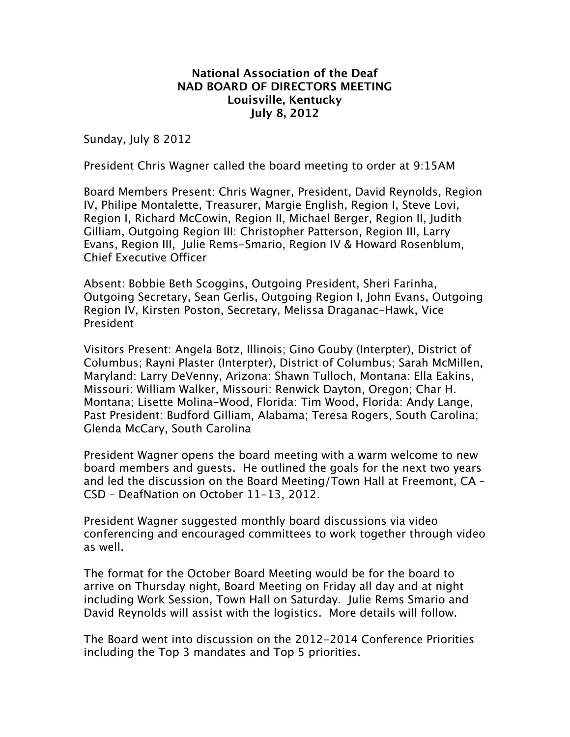**National Association of the Deaf**
**NAD BOARD OF DIRECTORS MEETING**
**Louisville, Kentucky**
**July 8, 2012**

Sunday, July 8 2012

President Chris Wagner called the board meeting to order at 9:15AM

Board Members Present: Chris Wagner, President, David Reynolds, Region IV, Philipe Montalette, Treasurer, Margie English, Region I, Steve Lovi, Region I, Richard McCowin, Region II, Michael Berger, Region II, Judith Gilliam, Outgoing Region III: Christopher Patterson, Region III, Larry Evans, Region III, Julie Rems-Smario, Region IV & Howard Rosenblum, Chief Executive Officer

Absent: Bobbie Beth Scoggins, Outgoing President, Sheri Farinha, Outgoing Secretary, Sean Gerlis, Outgoing Region I, John Evans, Outgoing Region IV, Kirsten Poston, Secretary, Melissa Draganac-Hawk, Vice President

Visitors Present: Angela Botz, Illinois; Gino Gouby (Interpter), District of Columbus; Rayni Plaster (Interpter), District of Columbus; Sarah McMillen, Maryland: Larry DeVenny, Arizona: Shawn Tulloch, Montana: Ella Eakins, Missouri: William Walker, Missouri: Renwick Dayton, Oregon; Char H. Montana; Lisette Molina-Wood, Florida: Tim Wood, Florida: Andy Lange, Past President: Budford Gilliam, Alabama; Teresa Rogers, South Carolina; Glenda McCary, South Carolina

President Wagner opens the board meeting with a warm welcome to new board members and guests. He outlined the goals for the next two years and led the discussion on the Board Meeting/Town Hall at Freemont, CA – CSD – DeafNation on October 11-13, 2012.

President Wagner suggested monthly board discussions via video conferencing and encouraged committees to work together through video as well.

The format for the October Board Meeting would be for the board to arrive on Thursday night, Board Meeting on Friday all day and at night including Work Session, Town Hall on Saturday. Julie Rems Smario and David Reynolds will assist with the logistics. More details will follow.

The Board went into discussion on the 2012-2014 Conference Priorities including the Top 3 mandates and Top 5 priorities.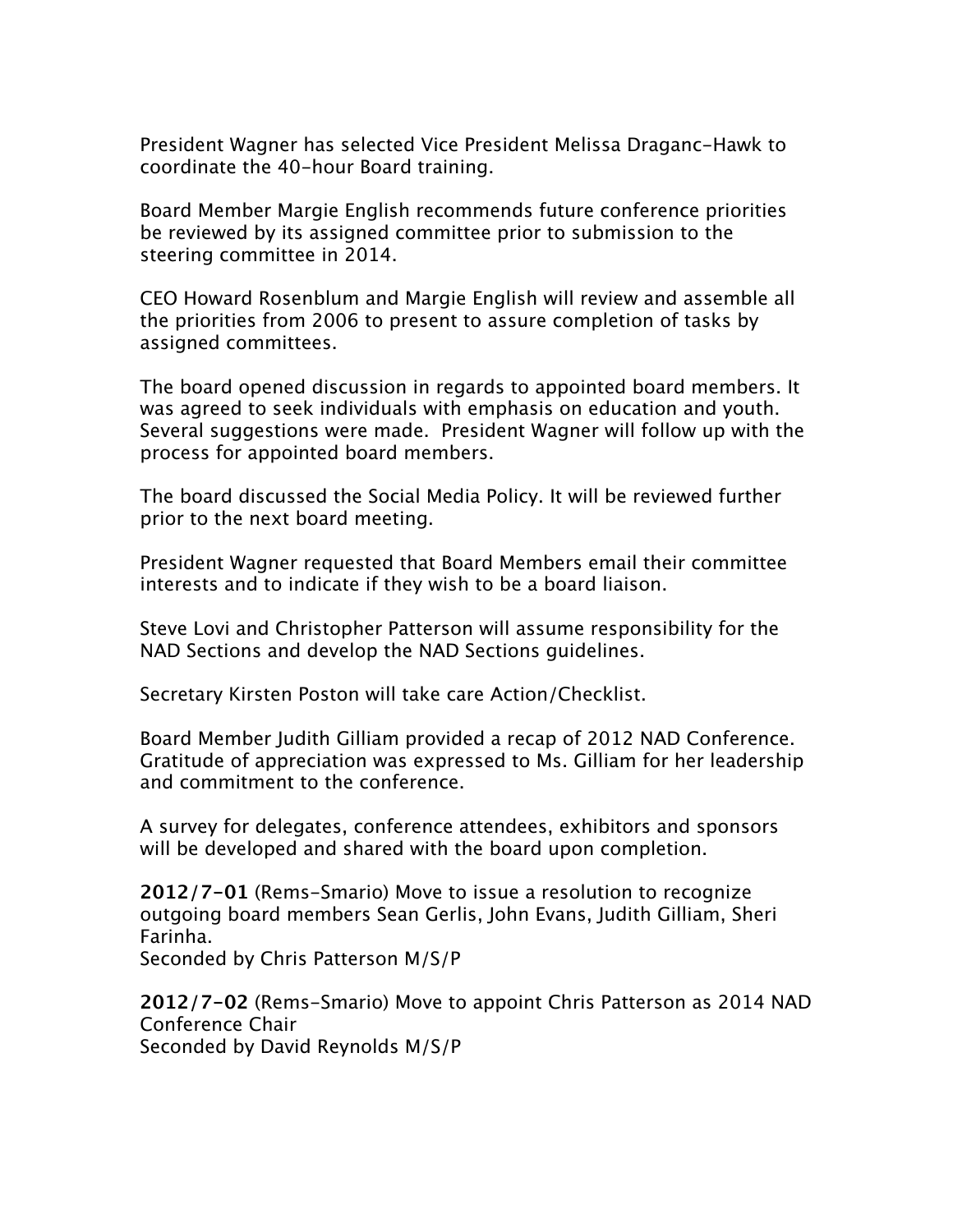President Wagner has selected Vice President Melissa Draganc-Hawk to coordinate the 40-hour Board training.

Board Member Margie English recommends future conference priorities be reviewed by its assigned committee prior to submission to the steering committee in 2014.

CEO Howard Rosenblum and Margie English will review and assemble all the priorities from 2006 to present to assure completion of tasks by assigned committees.

The board opened discussion in regards to appointed board members. It was agreed to seek individuals with emphasis on education and youth. Several suggestions were made. President Wagner will follow up with the process for appointed board members.

The board discussed the Social Media Policy. It will be reviewed further prior to the next board meeting.

President Wagner requested that Board Members email their committee interests and to indicate if they wish to be a board liaison.

Steve Lovi and Christopher Patterson will assume responsibility for the NAD Sections and develop the NAD Sections guidelines.

Secretary Kirsten Poston will take care Action/Checklist.

Board Member Judith Gilliam provided a recap of 2012 NAD Conference. Gratitude of appreciation was expressed to Ms. Gilliam for her leadership and commitment to the conference.

A survey for delegates, conference attendees, exhibitors and sponsors will be developed and shared with the board upon completion.

**2012/7-01** (Rems-Smario) Move to issue a resolution to recognize outgoing board members Sean Gerlis, John Evans, Judith Gilliam, Sheri Farinha.
Seconded by Chris Patterson M/S/P

**2012/7-02** (Rems-Smario) Move to appoint Chris Patterson as 2014 NAD Conference Chair
Seconded by David Reynolds M/S/P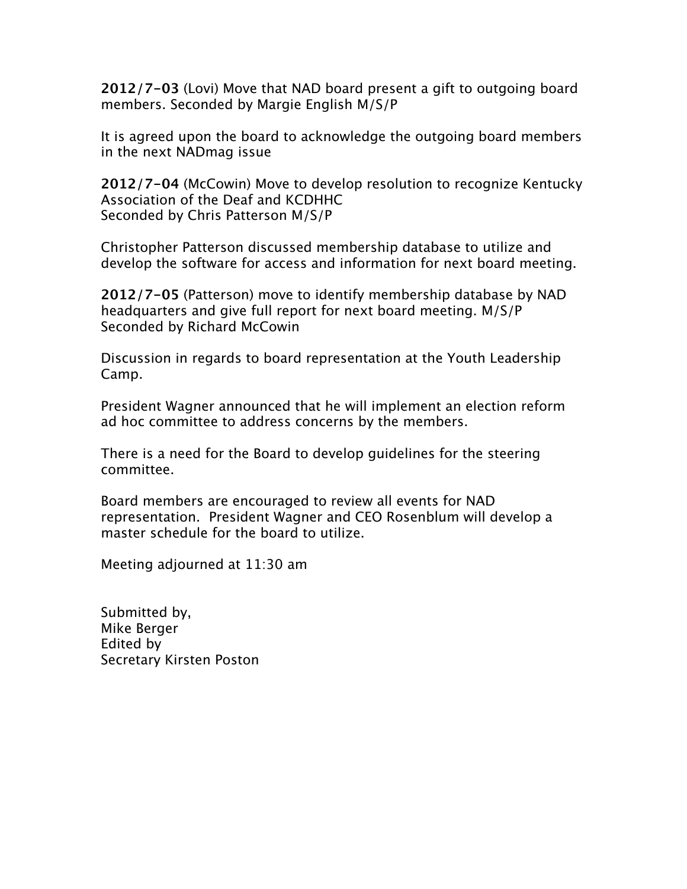**2012/7-03** (Lovi) Move that NAD board present a gift to outgoing board members. Seconded by Margie English M/S/P

It is agreed upon the board to acknowledge the outgoing board members in the next NADmag issue

**2012/7-04** (McCowin) Move to develop resolution to recognize Kentucky Association of the Deaf and KCDHHC
Seconded by Chris Patterson M/S/P

Christopher Patterson discussed membership database to utilize and develop the software for access and information for next board meeting.

**2012/7-05** (Patterson) move to identify membership database by NAD headquarters and give full report for next board meeting. M/S/P
Seconded by Richard McCowin

Discussion in regards to board representation at the Youth Leadership Camp.

President Wagner announced that he will implement an election reform ad hoc committee to address concerns by the members.

There is a need for the Board to develop guidelines for the steering committee.

Board members are encouraged to review all events for NAD representation. President Wagner and CEO Rosenblum will develop a master schedule for the board to utilize.

Meeting adjourned at 11:30 am

Submitted by,
Mike Berger
Edited by
Secretary Kirsten Poston